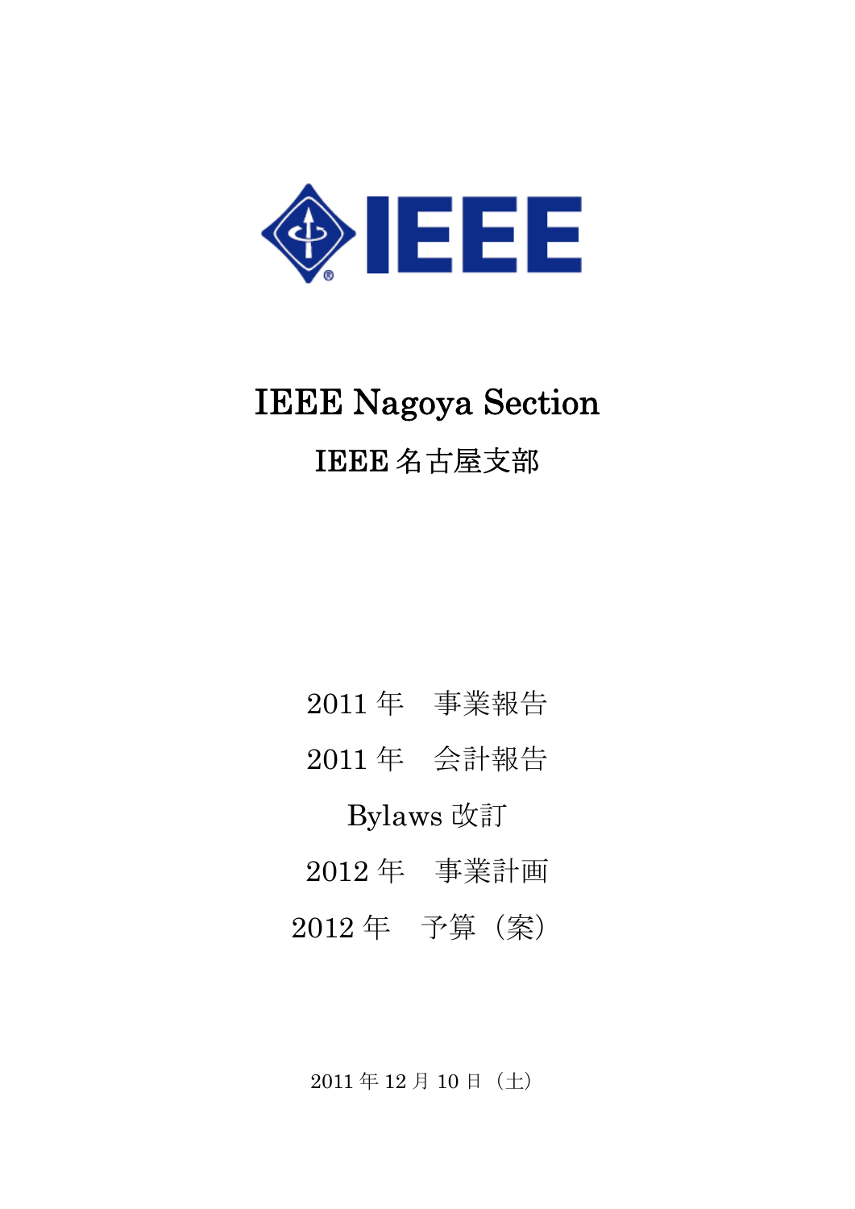# IEEE Nagoya Section

## IEEE 名古屋支部

2011 年　事業報告

2011 年　会計報告

Bylaws 改訂

2012 年　事業計画

2012 年　予算（案）

2011 年 12 月 10 日（土）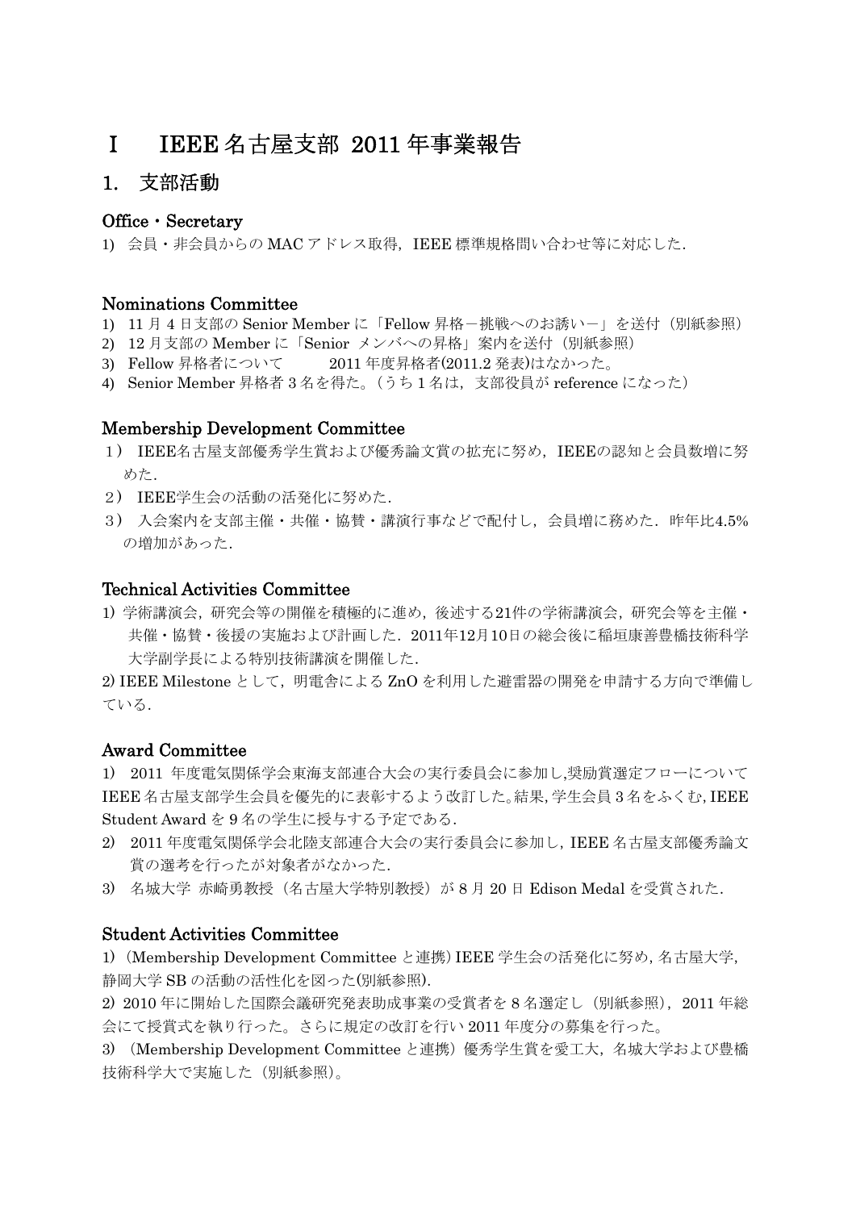# I　IEEE 名古屋支部 2011 年事業報告

## 1. 支部活動

### Office・Secretary

1) 会員・非会員からの MAC アドレス取得，IEEE 標準規格問い合わせ等に対応した．

### Nominations Committee

1) 11 月 4 日支部の Senior Member に「Fellow 昇格－挑戦へのお誘い－」を送付（別紙参照）
2) 12 月支部の Member に「Senior メンバへの昇格」案内を送付（別紙参照）
3) Fellow 昇格者について　　2011 年度昇格者(2011.2 発表)はなかった。
4) Senior Member 昇格者 3 名を得た。（うち 1 名は，支部役員が reference になった）

### Membership Development Committee

１） IEEE名古屋支部優秀学生賞および優秀論文賞の拡充に努め，IEEEの認知と会員数増に努めた．
２） IEEE学生会の活動の活発化に努めた．
３） 入会案内を支部主催・共催・協賛・講演行事などで配付し，会員増に務めた．昨年比4.5%の増加があった．

### Technical Activities Committee

1) 学術講演会，研究会等の開催を積極的に進め，後述する21件の学術講演会，研究会等を主催・共催・協賛・後援の実施および計画した．2011年12月10日の総会後に稲垣康善豊橋技術科学大学副学長による特別技術講演を開催した．

2) IEEE Milestone として，明電舎による ZnO を利用した避雷器の開発を申請する方向で準備している．

### Award Committee

1) 2011 年度電気関係学会東海支部連合大会の実行委員会に参加し,奨励賞選定フローについて IEEE 名古屋支部学生会員を優先的に表彰するよう改訂した。結果, 学生会員 3 名をふくむ, IEEE Student Award を 9 名の学生に授与する予定である．
2) 2011 年度電気関係学会北陸支部連合大会の実行委員会に参加し，IEEE 名古屋支部優秀論文賞の選考を行ったが対象者がなかった．
3) 名城大学 赤崎勇教授（名古屋大学特別教授）が 8 月 20 日 Edison Medal を受賞された．

### Student Activities Committee

1)（Membership Development Committee と連携) IEEE 学生会の活発化に努め, 名古屋大学, 静岡大学 SB の活動の活性化を図った(別紙参照).

2) 2010 年に開始した国際会議研究発表助成事業の受賞者を 8 名選定し（別紙参照），2011 年総会にて授賞式を執り行った。さらに規定の改訂を行い 2011 年度分の募集を行った。

3) （Membership Development Committee と連携）優秀学生賞を愛工大，名城大学および豊橋技術科学大で実施した（別紙参照）。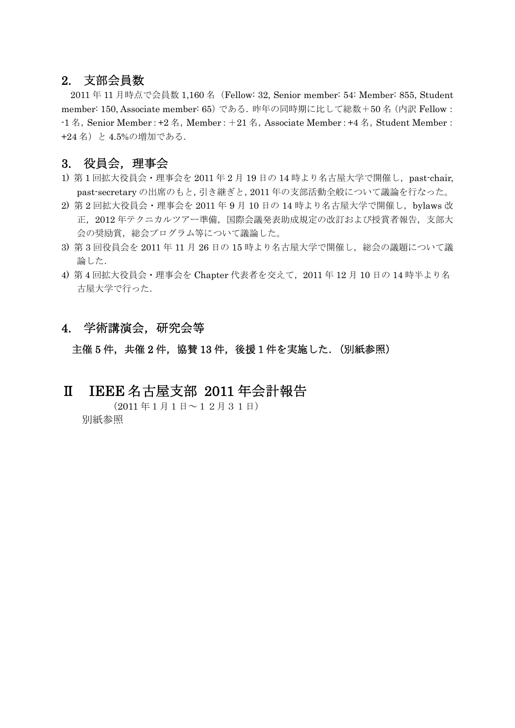## 2. 支部会員数

2011 年 11 月時点で会員数 1,160 名（Fellow: 32, Senior member: 54: Member: 855, Student member: 150, Associate member: 65）である．昨年の同時期に比して総数＋50 名（内訳 Fellow : -1 名，Senior Member : +2 名，Member : ＋21 名，Associate Member : +4 名，Student Member : +24 名）と 4.5%の増加である．

## 3. 役員会，理事会

1) 第 1 回拡大役員会・理事会を 2011 年 2 月 19 日の 14 時より名古屋大学で開催し，past-chair, past-secretary の出席のもと, 引き継ぎと, 2011 年の支部活動全般について議論を行なった。
2) 第 2 回拡大役員会・理事会を 2011 年 9 月 10 日の 14 時より名古屋大学で開催し，bylaws 改正，2012 年テクニカルツアー準備，国際会議発表助成規定の改訂および授賞者報告，支部大会の奨励賞，総会プログラム等について議論した。
3) 第 3 回役員会を 2011 年 11 月 26 日の 15 時より名古屋大学で開催し，総会の議題について議論した．
4) 第 4 回拡大役員会・理事会を Chapter 代表者を交えて，2011 年 12 月 10 日の 14 時半より名古屋大学で行った．

## 4. 学術講演会，研究会等

**主催 5 件，共催 2 件，協賛 13 件，後援 1 件を実施した．（別紙参照）**

# Ⅱ IEEE 名古屋支部 2011 年会計報告

（2011 年 1 月 1 日～１２月３１日）

別紙参照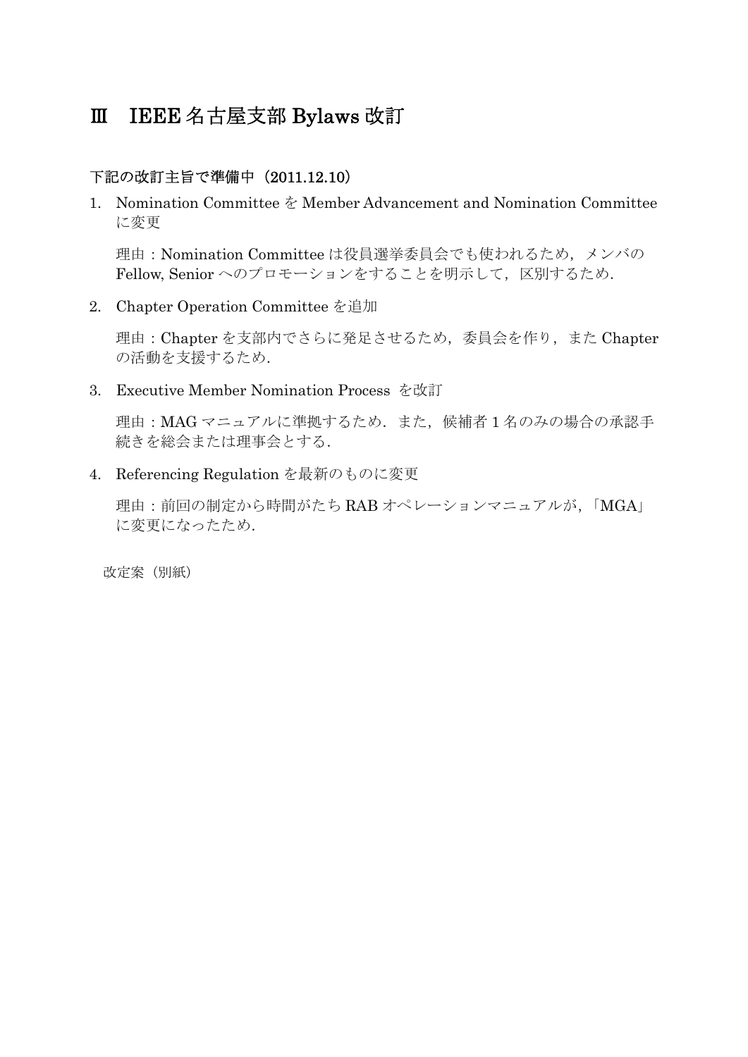# Ⅲ　IEEE 名古屋支部 Bylaws 改訂

下記の改訂主旨で準備中（2011.12.10）

1. Nomination Committee を Member Advancement and Nomination Committee に変更

   理由：Nomination Committee は役員選挙委員会でも使われるため，メンバの Fellow, Senior へのプロモーションをすることを明示して，区別するため．

2. Chapter Operation Committee を追加

   理由：Chapter を支部内でさらに発足させるため，委員会を作り，また Chapter の活動を支援するため．

3. Executive Member Nomination Process を改訂

   理由：MAG マニュアルに準拠するため．また，候補者 1 名のみの場合の承認手続きを総会または理事会とする．

4. Referencing Regulation を最新のものに変更

   理由：前回の制定から時間がたち RAB オペレーションマニュアルが，「MGA」に変更になったため．

改定案（別紙）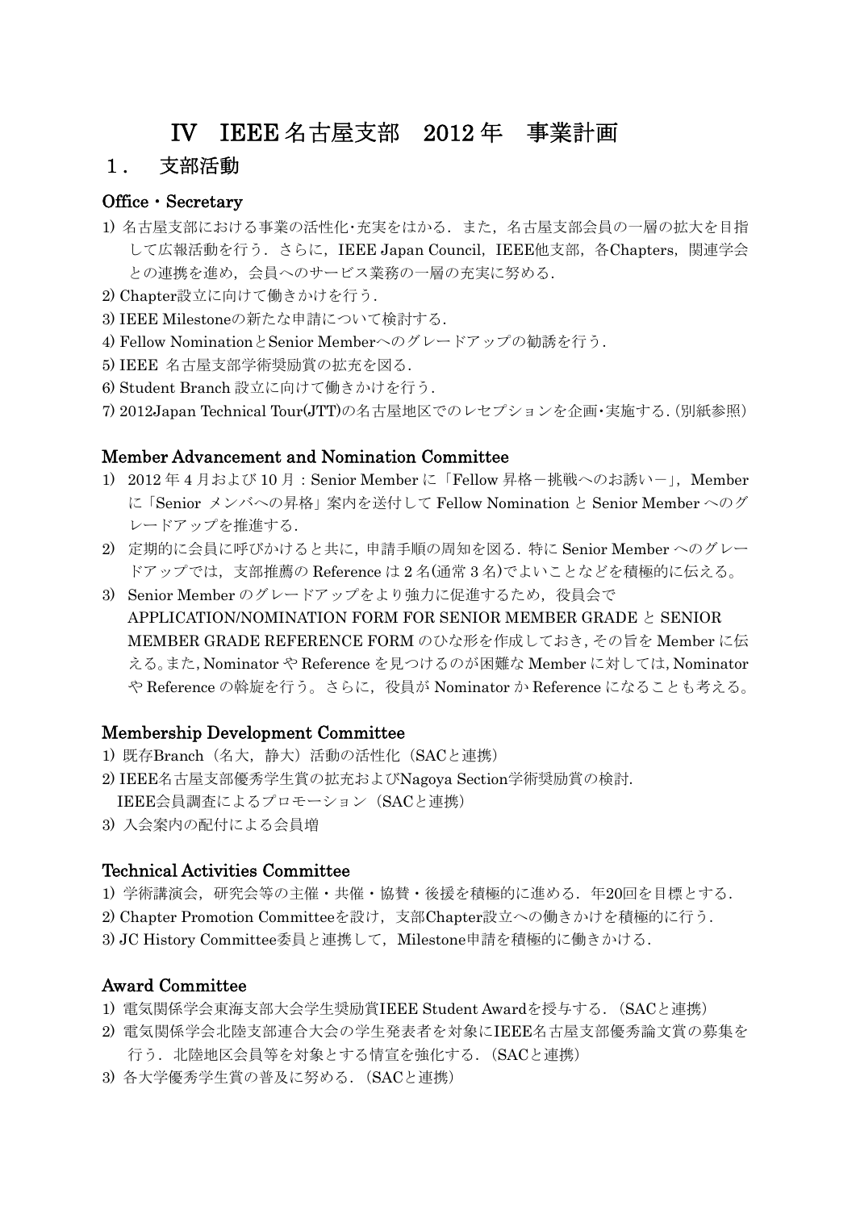# IV　IEEE 名古屋支部　2012 年　事業計画

## １．　支部活動

### Office・Secretary

1) 名古屋支部における事業の活性化･充実をはかる．また，名古屋支部会員の一層の拡大を目指して広報活動を行う．さらに，IEEE Japan Council，IEEE他支部，各Chapters，関連学会との連携を進め，会員へのサービス業務の一層の充実に努める．
2) Chapter設立に向けて働きかけを行う．
3) IEEE Milestoneの新たな申請について検討する．
4) Fellow NominationとSenior Memberへのグレードアップの勧誘を行う．
5) IEEE 名古屋支部学術奨励賞の拡充を図る．
6) Student Branch 設立に向けて働きかけを行う．
7) 2012Japan Technical Tour(JTT)の名古屋地区でのレセプションを企画･実施する．(別紙参照)

### Member Advancement and Nomination Committee

1) 2012 年 4 月および 10 月：Senior Member に「Fellow 昇格－挑戦へのお誘い－」，Member に「Senior メンバへの昇格」案内を送付して Fellow Nomination と Senior Member へのグレードアップを推進する．
2) 定期的に会員に呼びかけると共に，申請手順の周知を図る．特に Senior Member へのグレードアップでは，支部推薦の Reference は 2 名(通常 3 名)でよいことなどを積極的に伝える。
3) Senior Member のグレードアップをより強力に促進するため，役員会で APPLICATION/NOMINATION FORM FOR SENIOR MEMBER GRADE と SENIOR MEMBER GRADE REFERENCE FORM のひな形を作成しておき，その旨を Member に伝える。また，Nominator や Reference を見つけるのが困難な Member に対しては，Nominator や Reference の斡旋を行う。さらに，役員が Nominator か Reference になることも考える。

### Membership Development Committee

1) 既存Branch（名大，静大）活動の活性化（SACと連携）
2) IEEE名古屋支部優秀学生賞の拡充およびNagoya Section学術奨励賞の検討.
   IEEE会員調査によるプロモーション（SACと連携）
3) 入会案内の配付による会員増

### Technical Activities Committee

1) 学術講演会，研究会等の主催・共催・協賛・後援を積極的に進める．年20回を目標とする．
2) Chapter Promotion Committeeを設け，支部Chapter設立への働きかけを積極的に行う．
3) JC History Committee委員と連携して，Milestone申請を積極的に働きかける．

### Award Committee

1) 電気関係学会東海支部大会学生奨励賞IEEE Student Awardを授与する．（SACと連携）
2) 電気関係学会北陸支部連合大会の学生発表者を対象にIEEE名古屋支部優秀論文賞の募集を行う．北陸地区会員等を対象とする情宣を強化する．（SACと連携）
3) 各大学優秀学生賞の普及に努める．（SACと連携）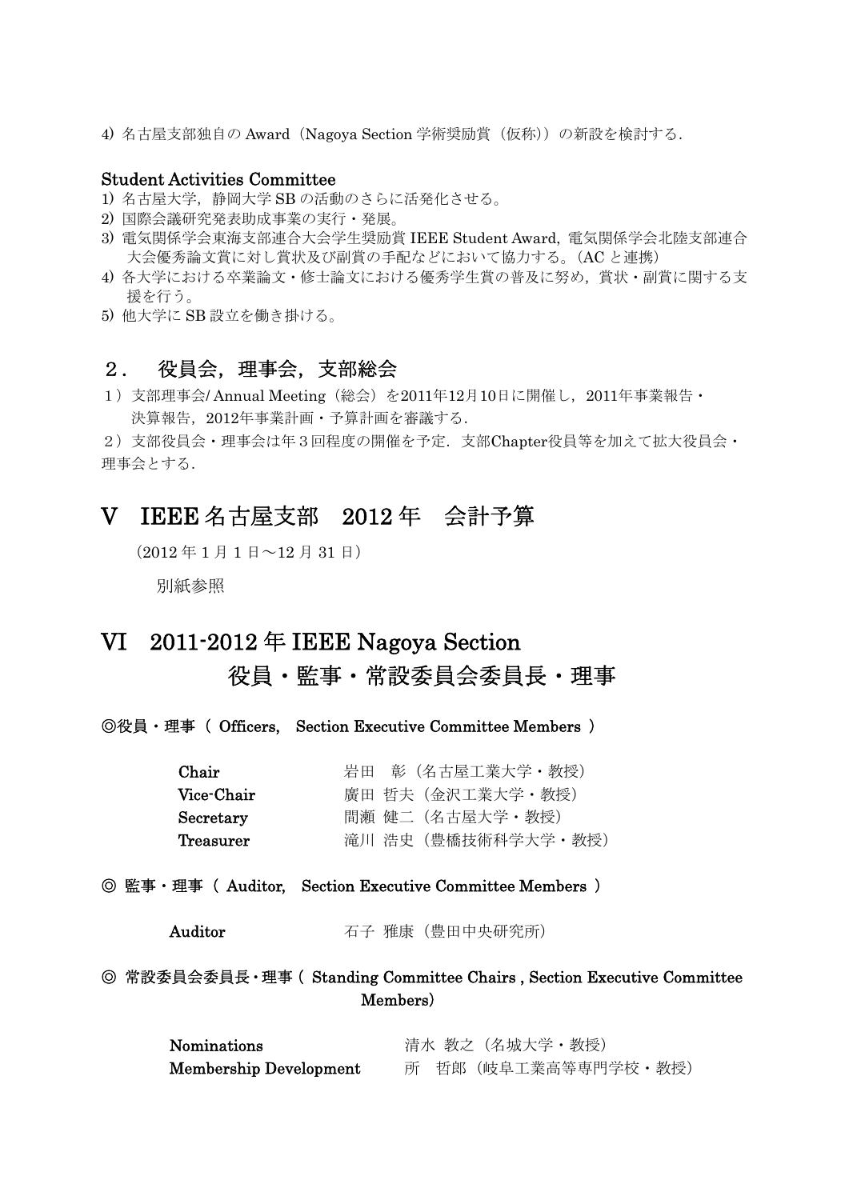4) 名古屋支部独自の Award（Nagoya Section 学術奨励賞（仮称））の新設を検討する．

**Student Activities Committee**

1) 名古屋大学，静岡大学 SB の活動のさらに活発化させる。
2) 国際会議研究発表助成事業の実行・発展。
3) 電気関係学会東海支部連合大会学生奨励賞 IEEE Student Award，電気関係学会北陸支部連合大会優秀論文賞に対し賞状及び副賞の手配などにおいて協力する。（AC と連携）
4) 各大学における卒業論文・修士論文における優秀学生賞の普及に努め，賞状・副賞に関する支援を行う。
5) 他大学に SB 設立を働き掛ける。

## 2． 役員会，理事会，支部総会

１）支部理事会/ Annual Meeting（総会）を2011年12月10日に開催し，2011年事業報告・決算報告，2012年事業計画・予算計画を審議する．

２）支部役員会・理事会は年３回程度の開催を予定．支部Chapter役員等を加えて拡大役員会・理事会とする．

# V IEEE 名古屋支部 2012 年 会計予算

（2012 年 1 月 1 日～12 月 31 日）

別紙参照

# VI 2011-2012 年 IEEE Nagoya Section 役員・監事・常設委員会委員長・理事

**◎役員・理事（ Officers, Section Executive Committee Members ）**

| | |
|---|---|
| **Chair** | 岩田 彰（名古屋工業大学・教授） |
| **Vice-Chair** | 廣田 哲夫（金沢工業大学・教授） |
| **Secretary** | 間瀬 健二（名古屋大学・教授） |
| **Treasurer** | 滝川 浩史（豊橋技術科学大学・教授） |

**◎ 監事・理事（ Auditor, Section Executive Committee Members ）**

| | |
|---|---|
| **Auditor** | 石子 雅康（豊田中央研究所） |

**◎ 常設委員会委員長・理事（ Standing Committee Chairs , Section Executive Committee Members）**

| | |
|---|---|
| **Nominations** | 清水 教之（名城大学・教授） |
| **Membership Development** | 所 哲郎（岐阜工業高等専門学校・教授） |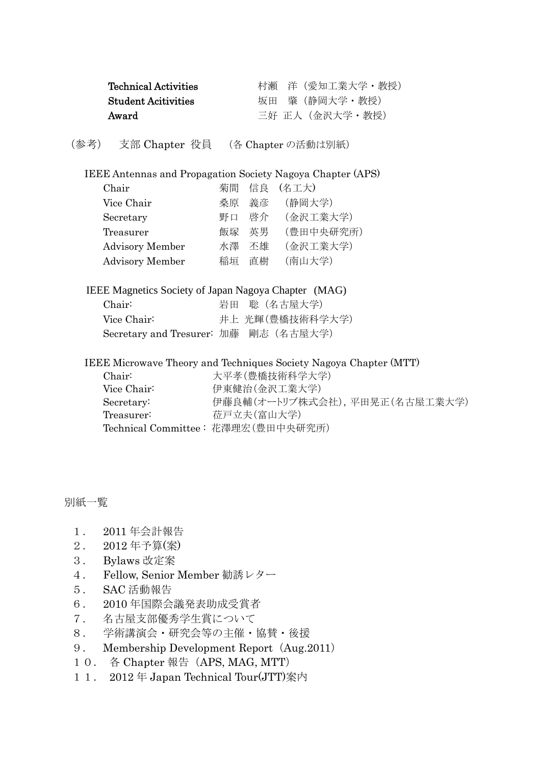| | |
|---|---|
| **Technical Activities** | 村瀬　洋（愛知工業大学・教授） |
| **Student Acitivities** | 坂田　肇（静岡大学・教授） |
| **Award** | 三好 正人（金沢大学・教授） |

（参考）　支部 Chapter 役員　（各 Chapter の活動は別紙）

IEEE Antennas and Propagation Society Nagoya Chapter (APS)

| | |
|---|---|
| Chair | 菊間　信良　(名工大) |
| Vice Chair | 桑原　義彦　（静岡大学） |
| Secretary | 野口　啓介　（金沢工業大学） |
| Treasurer | 飯塚　英男　（豊田中央研究所） |
| Advisory Member | 水澤　丕雄　（金沢工業大学） |
| Advisory Member | 稲垣　直樹　（南山大学） |

IEEE Magnetics Society of Japan Nagoya Chapter　(MAG)

| | |
|---|---|
| Chair: | 岩田　聡（名古屋大学） |
| Vice Chair: | 井上 光輝(豊橋技術科学大学) |
| Secretary and Tresurer: | 加藤　剛志（名古屋大学） |

IEEE Microwave Theory and Techniques Society Nagoya Chapter (MTT)

| | |
|---|---|
| Chair: | 大平孝(豊橋技術科学大学) |
| Vice Chair: | 伊東健治(金沢工業大学) |
| Secretary: | 伊藤良輔(オートリブ株式会社), 平田晃正(名古屋工業大学) |
| Treasurer: | 莅戸立夫(富山大学) |
| Technical Committee： | 花澤理宏(豊田中央研究所) |

別紙一覧

１．　2011 年会計報告
２．　2012 年予算(案)
３．　Bylaws 改定案
４．　Fellow, Senior Member 勧誘レター
５．　SAC 活動報告
６．　2010 年国際会議発表助成受賞者
７．　名古屋支部優秀学生賞について
８．　学術講演会・研究会等の主催・協賛・後援
９．　Membership Development Report（Aug.2011）
１０．各 Chapter 報告（APS, MAG, MTT）
１１．2012 年 Japan Technical Tour(JTT)案内